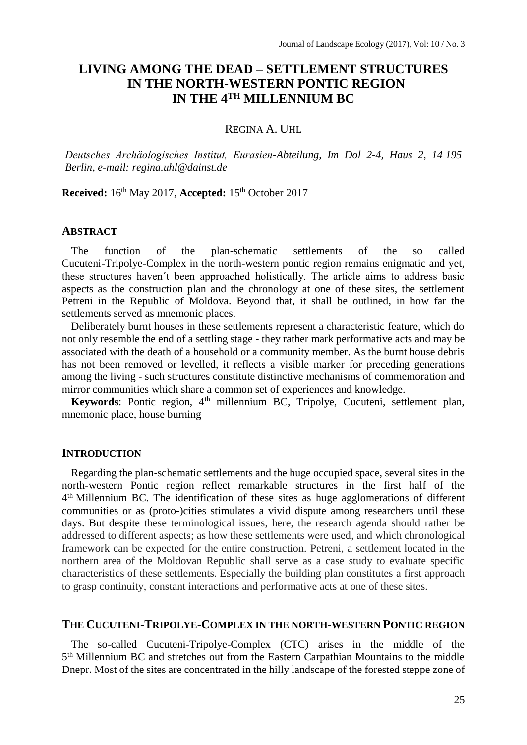# LIVING AMONG THE DEAD – SETTLEMENT STRUCTURES IN THE NORTH-WESTERN PONTIC REGION IN THE 4TH MILLENNIUM BC

REGINA A. UHL

*Deutsches Archäologisches Institut, Eurasien-Abteilung, Im Dol 2-4, Haus 2, 14 195 Berlin, e-mail: regina.uhl@dainst.de*

**Received:** 16th May 2017, **Accepted:** 15th October 2017

## ABSTRACT

The function of the plan-schematic settlements of the so called Cucuteni-Tripolye-Complex in the north-western pontic region remains enigmatic and yet, these structures haven´t been approached holistically. The article aims to address basic aspects as the construction plan and the chronology at one of these sites, the settlement Petreni in the Republic of Moldova. Beyond that, it shall be outlined, in how far the settlements served as mnemonic places.

Deliberately burnt houses in these settlements represent a characteristic feature, which do not only resemble the end of a settling stage - they rather mark performative acts and may be associated with the death of a household or a community member. As the burnt house debris has not been removed or levelled, it reflects a visible marker for preceding generations among the living - such structures constitute distinctive mechanisms of commemoration and mirror communities which share a common set of experiences and knowledge.

**Keywords**: Pontic region, 4th millennium BC, Tripolye, Cucuteni, settlement plan, mnemonic place, house burning

## INTRODUCTION

Regarding the plan-schematic settlements and the huge occupied space, several sites in the north-western Pontic region reflect remarkable structures in the first half of the 4th Millennium BC. The identification of these sites as huge agglomerations of different communities or as (proto-)cities stimulates a vivid dispute among researchers until these days. But despite these terminological issues, here, the research agenda should rather be addressed to different aspects; as how these settlements were used, and which chronological framework can be expected for the entire construction. Petreni, a settlement located in the northern area of the Moldovan Republic shall serve as a case study to evaluate specific characteristics of these settlements. Especially the building plan constitutes a first approach to grasp continuity, constant interactions and performative acts at one of these sites.

## THE CUCUTENI-TRIPOLYE-COMPLEX IN THE NORTH-WESTERN PONTIC REGION

The so-called Cucuteni-Tripolye-Complex (CTC) arises in the middle of the 5th Millennium BC and stretches out from the Eastern Carpathian Mountains to the middle Dnepr. Most of the sites are concentrated in the hilly landscape of the forested steppe zone of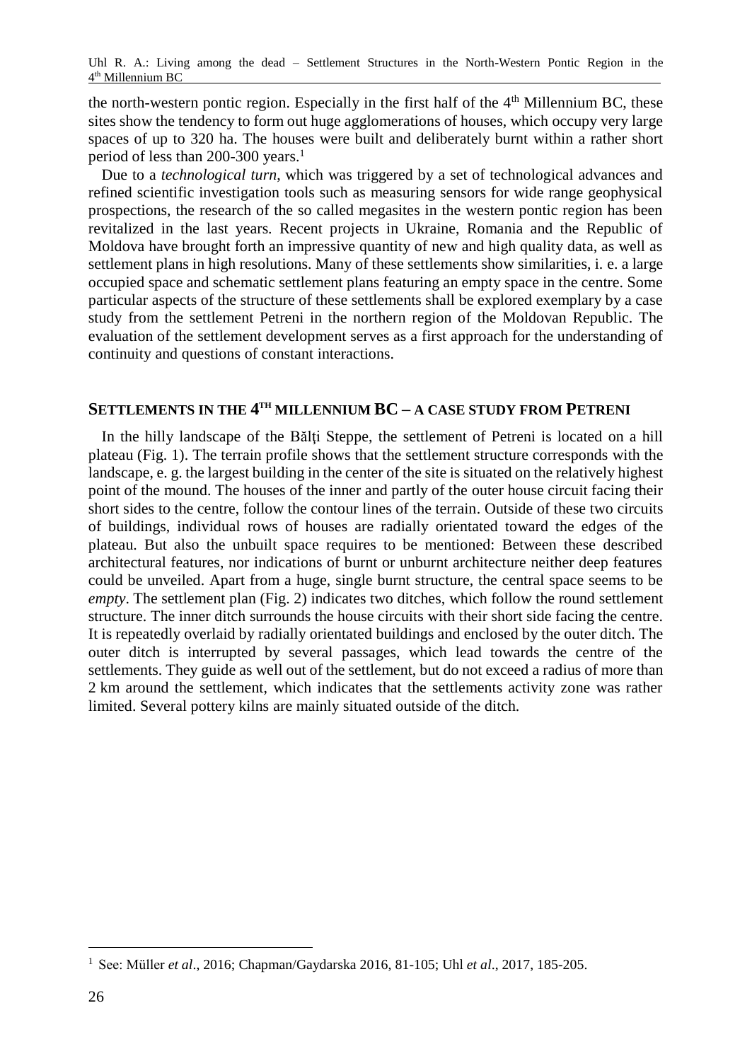the north-western pontic region. Especially in the first half of the 4th Millennium BC, these sites show the tendency to form out huge agglomerations of houses, which occupy very large spaces of up to 320 ha. The houses were built and deliberately burnt within a rather short period of less than 200-300 years.[1]

Due to a *technological turn*, which was triggered by a set of technological advances and refined scientific investigation tools such as measuring sensors for wide range geophysical prospections, the research of the so called megasites in the western pontic region has been revitalized in the last years. Recent projects in Ukraine, Romania and the Republic of Moldova have brought forth an impressive quantity of new and high quality data, as well as settlement plans in high resolutions. Many of these settlements show similarities, i. e. a large occupied space and schematic settlement plans featuring an empty space in the centre. Some particular aspects of the structure of these settlements shall be explored exemplary by a case study from the settlement Petreni in the northern region of the Moldovan Republic. The evaluation of the settlement development serves as a first approach for the understanding of continuity and questions of constant interactions.

## SETTLEMENTS IN THE 4TH MILLENNIUM BC – A CASE STUDY FROM PETRENI

In the hilly landscape of the Bălţi Steppe, the settlement of Petreni is located on a hill plateau (Fig. 1). The terrain profile shows that the settlement structure corresponds with the landscape, e. g. the largest building in the center of the site is situated on the relatively highest point of the mound. The houses of the inner and partly of the outer house circuit facing their short sides to the centre, follow the contour lines of the terrain. Outside of these two circuits of buildings, individual rows of houses are radially orientated toward the edges of the plateau. But also the unbuilt space requires to be mentioned: Between these described architectural features, nor indications of burnt or unburnt architecture neither deep features could be unveiled. Apart from a huge, single burnt structure, the central space seems to be *empty*. The settlement plan (Fig. 2) indicates two ditches, which follow the round settlement structure. The inner ditch surrounds the house circuits with their short side facing the centre. It is repeatedly overlaid by radially orientated buildings and enclosed by the outer ditch. The outer ditch is interrupted by several passages, which lead towards the centre of the settlements. They guide as well out of the settlement, but do not exceed a radius of more than 2 km around the settlement, which indicates that the settlements activity zone was rather limited. Several pottery kilns are mainly situated outside of the ditch.

[1] See: Müller *et al*., 2016; Chapman/Gaydarska 2016, 81-105; Uhl *et al*., 2017, 185-205.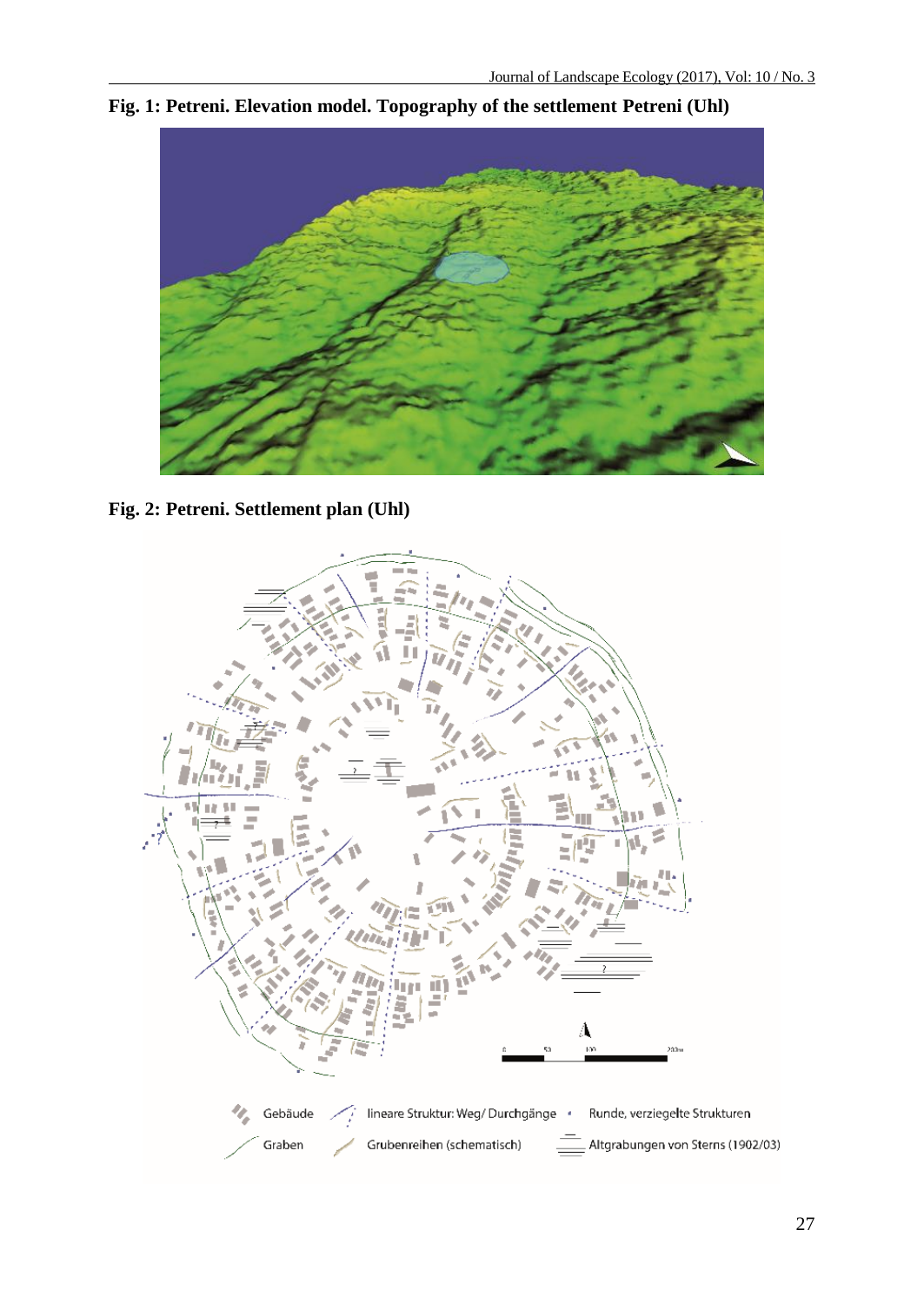**Fig. 1: Petreni. Elevation model. Topography of the settlement Petreni (Uhl)**

**Fig. 2: Petreni. Settlement plan (Uhl)**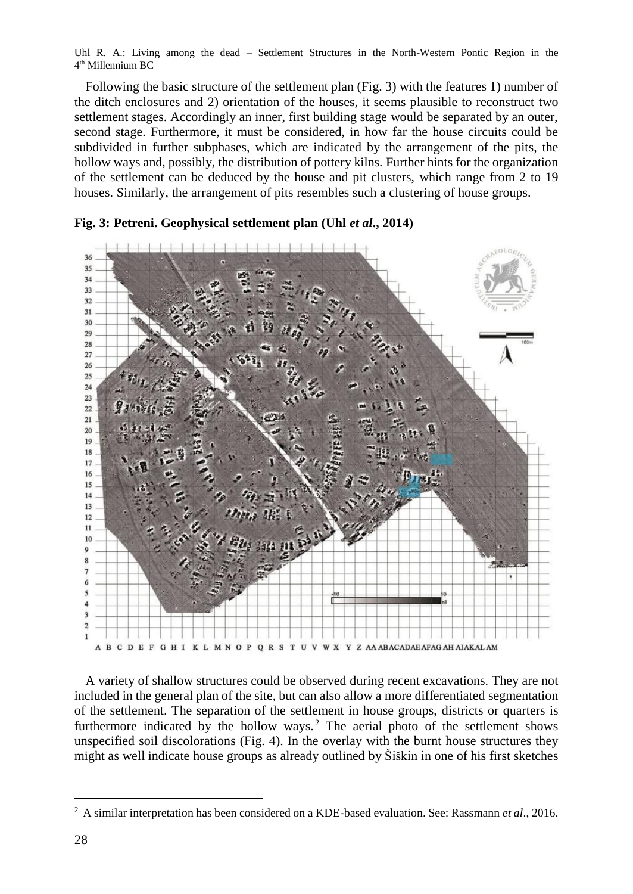Following the basic structure of the settlement plan (Fig. 3) with the features 1) number of the ditch enclosures and 2) orientation of the houses, it seems plausible to reconstruct two settlement stages. Accordingly an inner, first building stage would be separated by an outer, second stage. Furthermore, it must be considered, in how far the house circuits could be subdivided in further subphases, which are indicated by the arrangement of the pits, the hollow ways and, possibly, the distribution of pottery kilns. Further hints for the organization of the settlement can be deduced by the house and pit clusters, which range from 2 to 19 houses. Similarly, the arrangement of pits resembles such a clustering of house groups.

**Fig. 3: Petreni. Geophysical settlement plan (Uhl *et al*., 2014)**

A variety of shallow structures could be observed during recent excavations. They are not included in the general plan of the site, but can also allow a more differentiated segmentation of the settlement. The separation of the settlement in house groups, districts or quarters is furthermore indicated by the hollow ways.[2] The aerial photo of the settlement shows unspecified soil discolorations (Fig. 4). In the overlay with the burnt house structures they might as well indicate house groups as already outlined by Šiškin in one of his first sketches

---

[2] A similar interpretation has been considered on a KDE-based evaluation. See: Rassmann *et al*., 2016.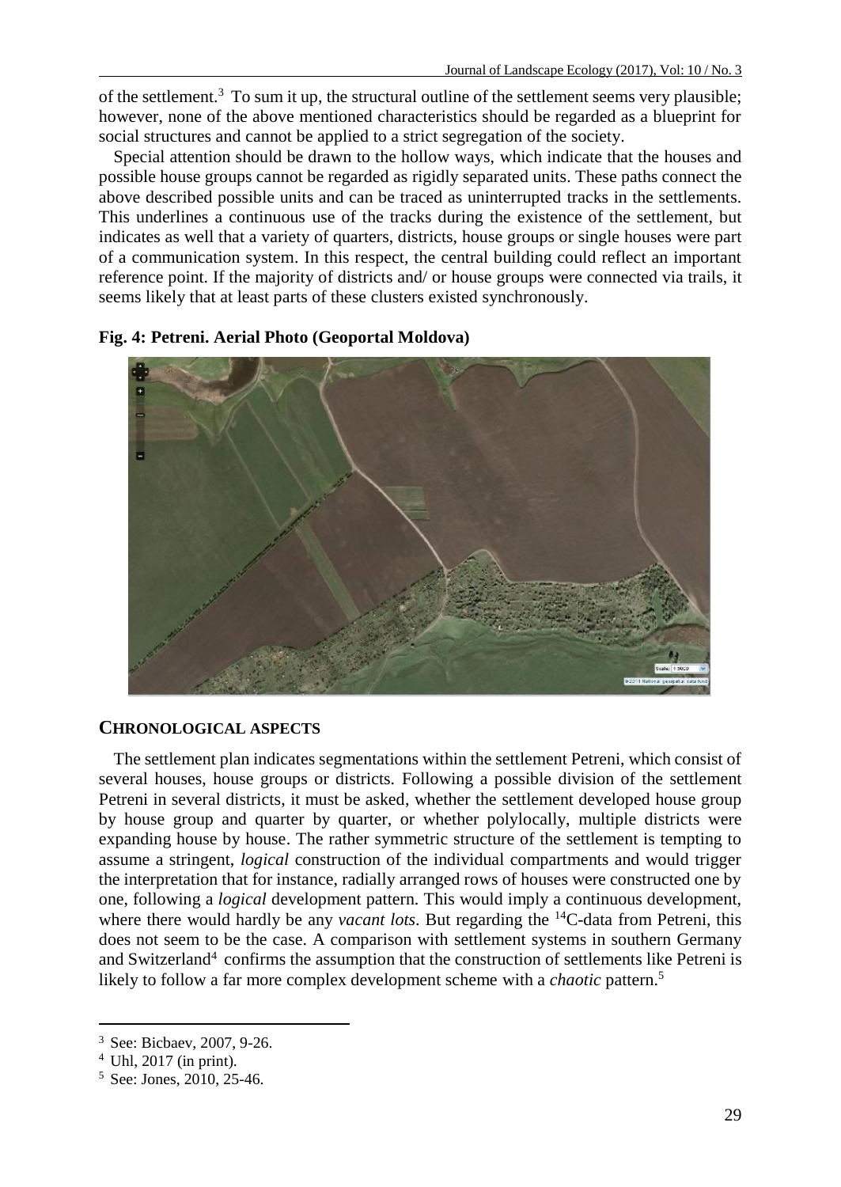of the settlement.[3] To sum it up, the structural outline of the settlement seems very plausible; however, none of the above mentioned characteristics should be regarded as a blueprint for social structures and cannot be applied to a strict segregation of the society.

Special attention should be drawn to the hollow ways, which indicate that the houses and possible house groups cannot be regarded as rigidly separated units. These paths connect the above described possible units and can be traced as uninterrupted tracks in the settlements. This underlines a continuous use of the tracks during the existence of the settlement, but indicates as well that a variety of quarters, districts, house groups or single houses were part of a communication system. In this respect, the central building could reflect an important reference point. If the majority of districts and/ or house groups were connected via trails, it seems likely that at least parts of these clusters existed synchronously.

**Fig. 4: Petreni. Aerial Photo (Geoportal Moldova)**

## CHRONOLOGICAL ASPECTS

The settlement plan indicates segmentations within the settlement Petreni, which consist of several houses, house groups or districts. Following a possible division of the settlement Petreni in several districts, it must be asked, whether the settlement developed house group by house group and quarter by quarter, or whether polylocally, multiple districts were expanding house by house. The rather symmetric structure of the settlement is tempting to assume a stringent, *logical* construction of the individual compartments and would trigger the interpretation that for instance, radially arranged rows of houses were constructed one by one, following a *logical* development pattern. This would imply a continuous development, where there would hardly be any *vacant lots*. But regarding the $^{14}$C-data from Petreni, this does not seem to be the case. A comparison with settlement systems in southern Germany and Switzerland[4] confirms the assumption that the construction of settlements like Petreni is likely to follow a far more complex development scheme with a *chaotic* pattern.[5]

---

[3] See: Bicbaev, 2007, 9-26.

[4] Uhl, 2017 (in print).

[5] See: Jones, 2010, 25-46.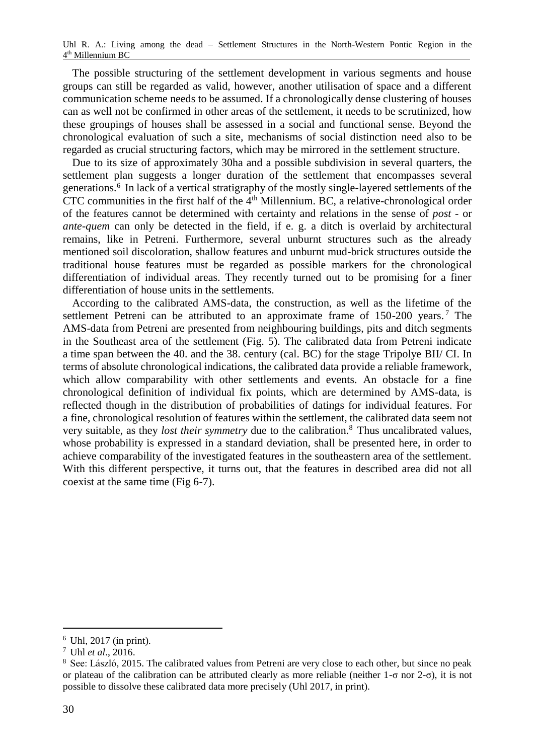The possible structuring of the settlement development in various segments and house groups can still be regarded as valid, however, another utilisation of space and a different communication scheme needs to be assumed. If a chronologically dense clustering of houses can as well not be confirmed in other areas of the settlement, it needs to be scrutinized, how these groupings of houses shall be assessed in a social and functional sense. Beyond the chronological evaluation of such a site, mechanisms of social distinction need also to be regarded as crucial structuring factors, which may be mirrored in the settlement structure.

Due to its size of approximately 30ha and a possible subdivision in several quarters, the settlement plan suggests a longer duration of the settlement that encompasses several generations.[6] In lack of a vertical stratigraphy of the mostly single-layered settlements of the CTC communities in the first half of the 4th Millennium. BC, a relative-chronological order of the features cannot be determined with certainty and relations in the sense of *post* - or *ante-quem* can only be detected in the field, if e. g. a ditch is overlaid by architectural remains, like in Petreni. Furthermore, several unburnt structures such as the already mentioned soil discoloration, shallow features and unburnt mud-brick structures outside the traditional house features must be regarded as possible markers for the chronological differentiation of individual areas. They recently turned out to be promising for a finer differentiation of house units in the settlements.

According to the calibrated AMS-data, the construction, as well as the lifetime of the settlement Petreni can be attributed to an approximate frame of 150-200 years.[7] The AMS-data from Petreni are presented from neighbouring buildings, pits and ditch segments in the Southeast area of the settlement (Fig. 5). The calibrated data from Petreni indicate a time span between the 40. and the 38. century (cal. BC) for the stage Tripolye BII/ CI. In terms of absolute chronological indications, the calibrated data provide a reliable framework, which allow comparability with other settlements and events. An obstacle for a fine chronological definition of individual fix points, which are determined by AMS-data, is reflected though in the distribution of probabilities of datings for individual features. For a fine, chronological resolution of features within the settlement, the calibrated data seem not very suitable, as they *lost their symmetry* due to the calibration.[8] Thus uncalibrated values, whose probability is expressed in a standard deviation, shall be presented here, in order to achieve comparability of the investigated features in the southeastern area of the settlement. With this different perspective, it turns out, that the features in described area did not all coexist at the same time (Fig 6-7).

---

[6] Uhl, 2017 (in print).

[7] Uhl *et al*., 2016.

[8] See: László, 2015. The calibrated values from Petreni are very close to each other, but since no peak or plateau of the calibration can be attributed clearly as more reliable (neither 1-σ nor 2-σ), it is not possible to dissolve these calibrated data more precisely (Uhl 2017, in print).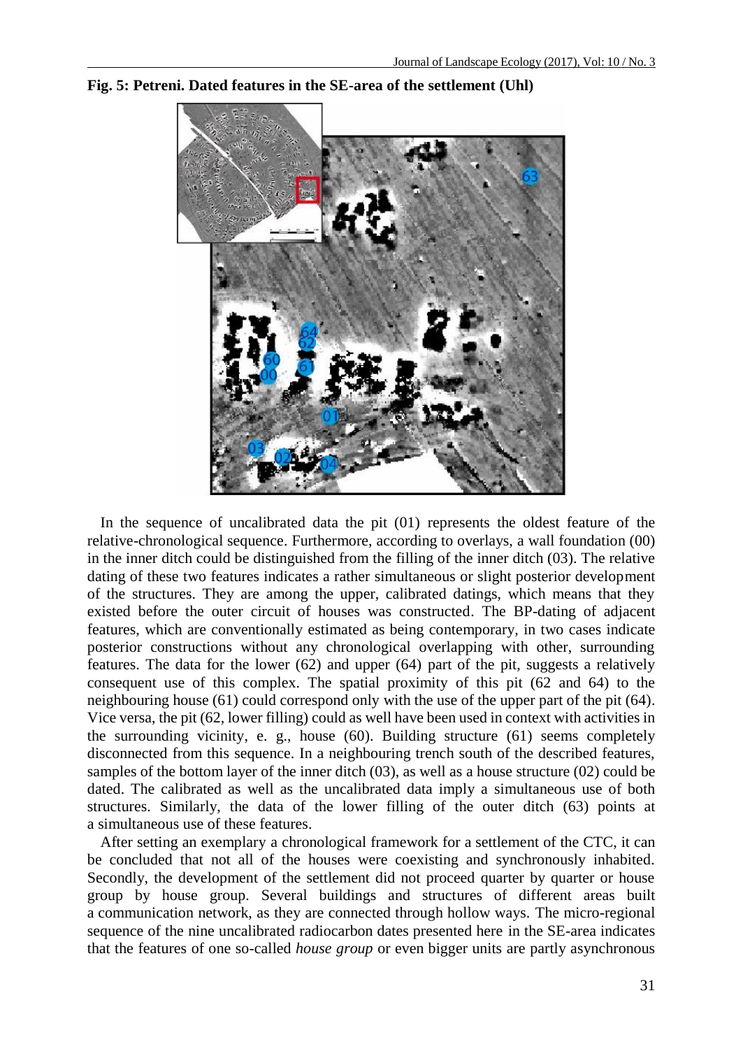**Fig. 5: Petreni. Dated features in the SE-area of the settlement (Uhl)**

In the sequence of uncalibrated data the pit (01) represents the oldest feature of the relative-chronological sequence. Furthermore, according to overlays, a wall foundation (00) in the inner ditch could be distinguished from the filling of the inner ditch (03). The relative dating of these two features indicates a rather simultaneous or slight posterior development of the structures. They are among the upper, calibrated datings, which means that they existed before the outer circuit of houses was constructed. The BP-dating of adjacent features, which are conventionally estimated as being contemporary, in two cases indicate posterior constructions without any chronological overlapping with other, surrounding features. The data for the lower (62) and upper (64) part of the pit, suggests a relatively consequent use of this complex. The spatial proximity of this pit (62 and 64) to the neighbouring house (61) could correspond only with the use of the upper part of the pit (64). Vice versa, the pit (62, lower filling) could as well have been used in context with activities in the surrounding vicinity, e. g., house (60). Building structure (61) seems completely disconnected from this sequence. In a neighbouring trench south of the described features, samples of the bottom layer of the inner ditch (03), as well as a house structure (02) could be dated. The calibrated as well as the uncalibrated data imply a simultaneous use of both structures. Similarly, the data of the lower filling of the outer ditch (63) points at a simultaneous use of these features.

After setting an exemplary a chronological framework for a settlement of the CTC, it can be concluded that not all of the houses were coexisting and synchronously inhabited. Secondly, the development of the settlement did not proceed quarter by quarter or house group by house group. Several buildings and structures of different areas built a communication network, as they are connected through hollow ways. The micro-regional sequence of the nine uncalibrated radiocarbon dates presented here in the SE-area indicates that the features of one so-called *house group* or even bigger units are partly asynchronous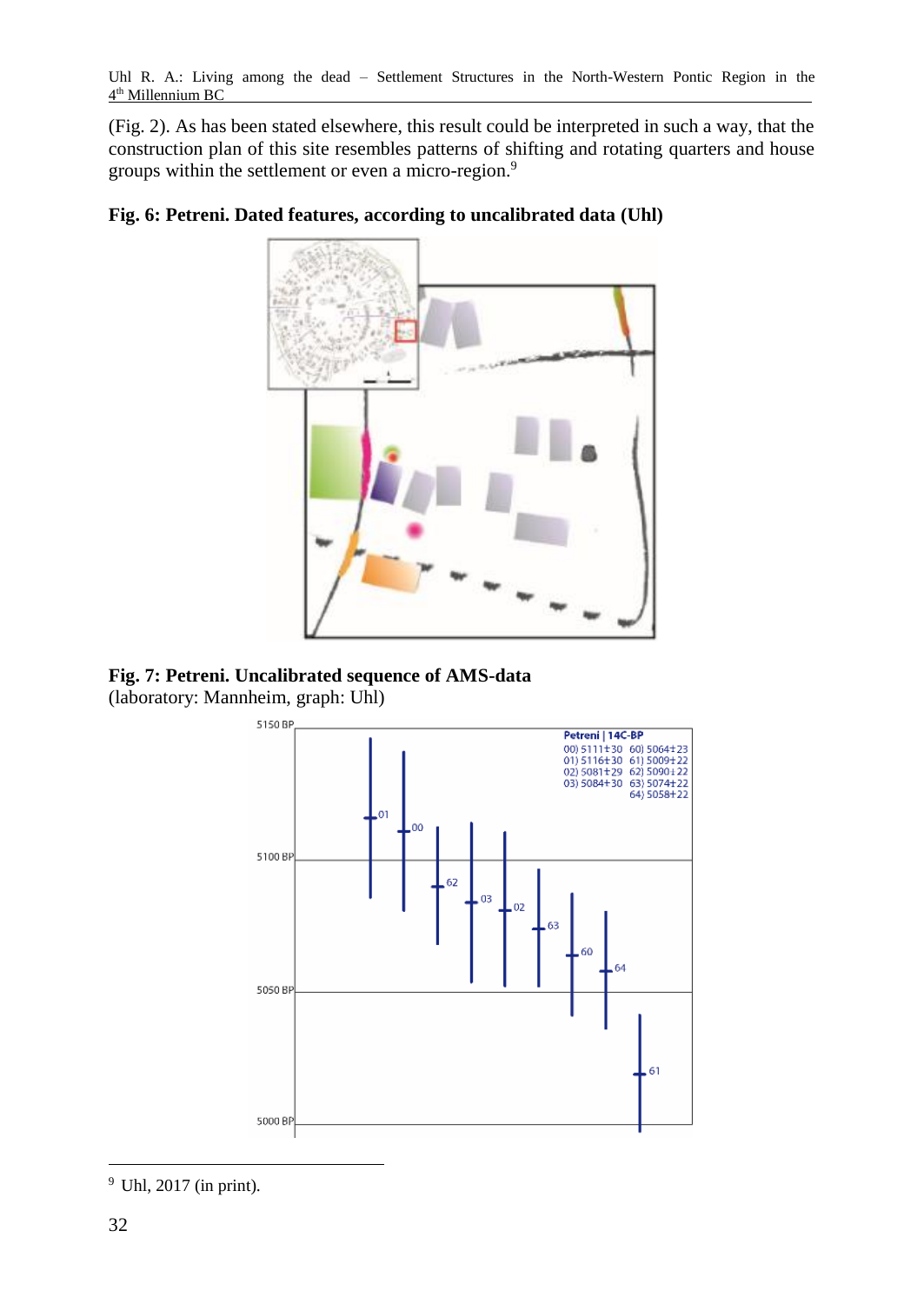(Fig. 2). As has been stated elsewhere, this result could be interpreted in such a way, that the construction plan of this site resembles patterns of shifting and rotating quarters and house groups within the settlement or even a micro-region.[9]

**Fig. 6: Petreni. Dated features, according to uncalibrated data (Uhl)**

**Fig. 7: Petreni. Uncalibrated sequence of AMS-data**
(laboratory: Mannheim, graph: Uhl)

---

[9] Uhl, 2017 (in print).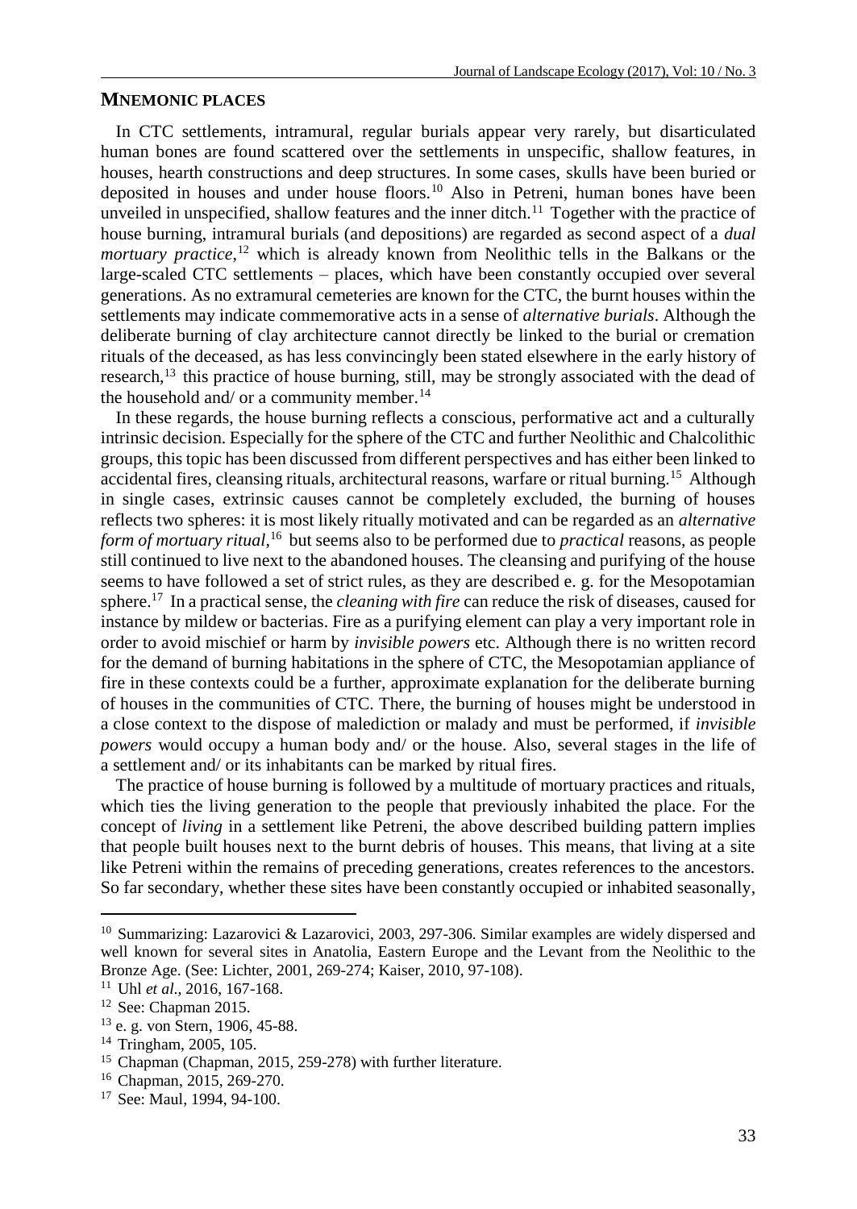## MNEMONIC PLACES

In CTC settlements, intramural, regular burials appear very rarely, but disarticulated human bones are found scattered over the settlements in unspecific, shallow features, in houses, hearth constructions and deep structures. In some cases, skulls have been buried or deposited in houses and under house floors.[10] Also in Petreni, human bones have been unveiled in unspecified, shallow features and the inner ditch.[11] Together with the practice of house burning, intramural burials (and depositions) are regarded as second aspect of a *dual mortuary practice*,[12] which is already known from Neolithic tells in the Balkans or the large-scaled CTC settlements – places, which have been constantly occupied over several generations. As no extramural cemeteries are known for the CTC, the burnt houses within the settlements may indicate commemorative acts in a sense of *alternative burials*. Although the deliberate burning of clay architecture cannot directly be linked to the burial or cremation rituals of the deceased, as has less convincingly been stated elsewhere in the early history of research,[13] this practice of house burning, still, may be strongly associated with the dead of the household and/ or a community member.[14]

In these regards, the house burning reflects a conscious, performative act and a culturally intrinsic decision. Especially for the sphere of the CTC and further Neolithic and Chalcolithic groups, this topic has been discussed from different perspectives and has either been linked to accidental fires, cleansing rituals, architectural reasons, warfare or ritual burning.[15] Although in single cases, extrinsic causes cannot be completely excluded, the burning of houses reflects two spheres: it is most likely ritually motivated and can be regarded as an *alternative form of mortuary ritual*,[16] but seems also to be performed due to *practical* reasons, as people still continued to live next to the abandoned houses. The cleansing and purifying of the house seems to have followed a set of strict rules, as they are described e. g. for the Mesopotamian sphere.[17] In a practical sense, the *cleaning with fire* can reduce the risk of diseases, caused for instance by mildew or bacterias. Fire as a purifying element can play a very important role in order to avoid mischief or harm by *invisible powers* etc. Although there is no written record for the demand of burning habitations in the sphere of CTC, the Mesopotamian appliance of fire in these contexts could be a further, approximate explanation for the deliberate burning of houses in the communities of CTC. There, the burning of houses might be understood in a close context to the dispose of malediction or malady and must be performed, if *invisible powers* would occupy a human body and/ or the house. Also, several stages in the life of a settlement and/ or its inhabitants can be marked by ritual fires.

The practice of house burning is followed by a multitude of mortuary practices and rituals, which ties the living generation to the people that previously inhabited the place. For the concept of *living* in a settlement like Petreni, the above described building pattern implies that people built houses next to the burnt debris of houses. This means, that living at a site like Petreni within the remains of preceding generations, creates references to the ancestors. So far secondary, whether these sites have been constantly occupied or inhabited seasonally,

---

[10] Summarizing: Lazarovici & Lazarovici, 2003, 297-306. Similar examples are widely dispersed and well known for several sites in Anatolia, Eastern Europe and the Levant from the Neolithic to the Bronze Age. (See: Lichter, 2001, 269-274; Kaiser, 2010, 97-108).

[11] Uhl *et al*., 2016, 167-168.

[12] See: Chapman 2015.

[13] e. g. von Stern, 1906, 45-88.

[14] Tringham, 2005, 105.

[15] Chapman (Chapman, 2015, 259-278) with further literature.

[16] Chapman, 2015, 269-270.

[17] See: Maul, 1994, 94-100.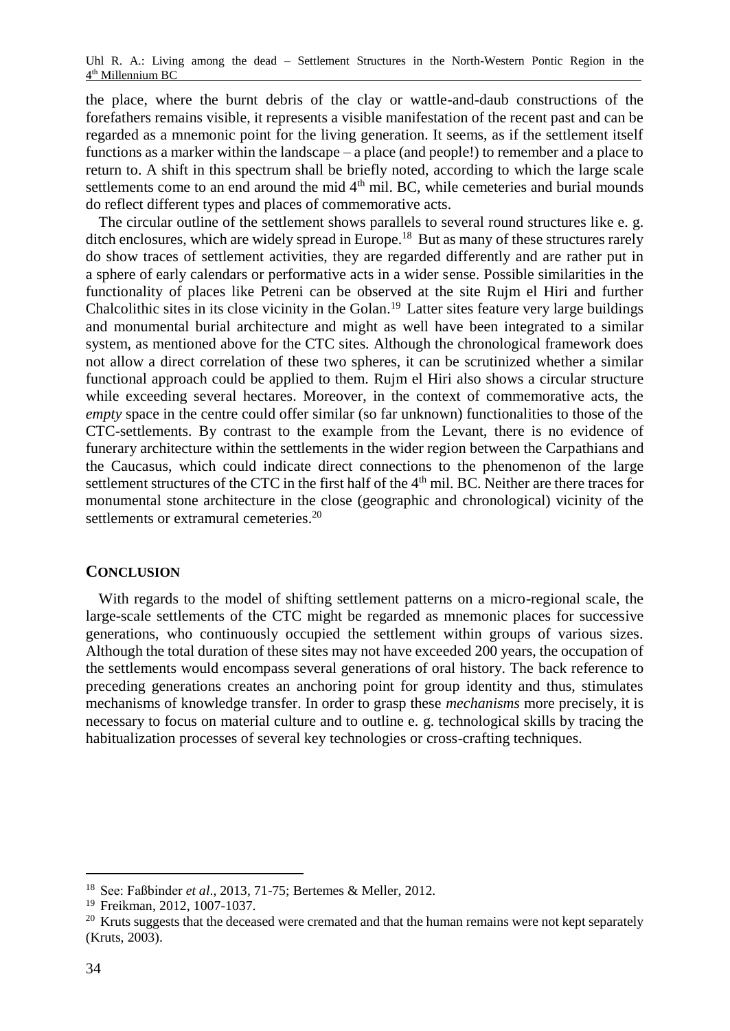the place, where the burnt debris of the clay or wattle-and-daub constructions of the forefathers remains visible, it represents a visible manifestation of the recent past and can be regarded as a mnemonic point for the living generation. It seems, as if the settlement itself functions as a marker within the landscape – a place (and people!) to remember and a place to return to. A shift in this spectrum shall be briefly noted, according to which the large scale settlements come to an end around the mid 4th mil. BC, while cemeteries and burial mounds do reflect different types and places of commemorative acts.

The circular outline of the settlement shows parallels to several round structures like e. g. ditch enclosures, which are widely spread in Europe.[18] But as many of these structures rarely do show traces of settlement activities, they are regarded differently and are rather put in a sphere of early calendars or performative acts in a wider sense. Possible similarities in the functionality of places like Petreni can be observed at the site Rujm el Hiri and further Chalcolithic sites in its close vicinity in the Golan.[19] Latter sites feature very large buildings and monumental burial architecture and might as well have been integrated to a similar system, as mentioned above for the CTC sites. Although the chronological framework does not allow a direct correlation of these two spheres, it can be scrutinized whether a similar functional approach could be applied to them. Rujm el Hiri also shows a circular structure while exceeding several hectares. Moreover, in the context of commemorative acts, the *empty* space in the centre could offer similar (so far unknown) functionalities to those of the CTC-settlements. By contrast to the example from the Levant, there is no evidence of funerary architecture within the settlements in the wider region between the Carpathians and the Caucasus, which could indicate direct connections to the phenomenon of the large settlement structures of the CTC in the first half of the 4th mil. BC. Neither are there traces for monumental stone architecture in the close (geographic and chronological) vicinity of the settlements or extramural cemeteries.[20]

## CONCLUSION

With regards to the model of shifting settlement patterns on a micro-regional scale, the large-scale settlements of the CTC might be regarded as mnemonic places for successive generations, who continuously occupied the settlement within groups of various sizes. Although the total duration of these sites may not have exceeded 200 years, the occupation of the settlements would encompass several generations of oral history. The back reference to preceding generations creates an anchoring point for group identity and thus, stimulates mechanisms of knowledge transfer. In order to grasp these *mechanisms* more precisely, it is necessary to focus on material culture and to outline e. g. technological skills by tracing the habitualization processes of several key technologies or cross-crafting techniques.

---

[18] See: Faßbinder *et al*., 2013, 71-75; Bertemes & Meller, 2012.

[19] Freikman, 2012, 1007-1037.

[20] Kruts suggests that the deceased were cremated and that the human remains were not kept separately (Kruts, 2003).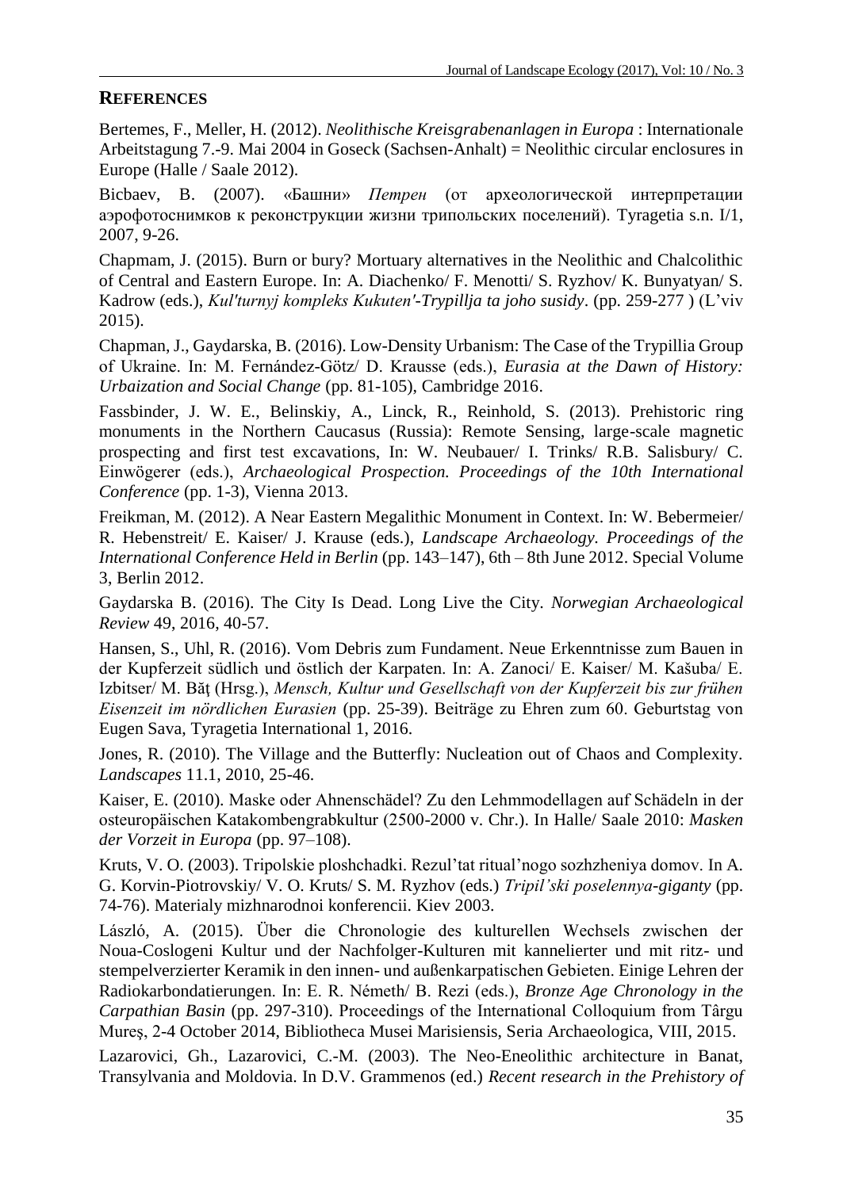## REFERENCES

Bertemes, F., Meller, H. (2012). *Neolithische Kreisgrabenanlagen in Europa* : Internationale Arbeitstagung 7.-9. Mai 2004 in Goseck (Sachsen-Anhalt) = Neolithic circular enclosures in Europe (Halle / Saale 2012).

Bicbaev, B. (2007). «Башни» *Петрен* (от археологической интерпретации аэрофотоснимков к реконструкции жизни трипольских поселений). Tyragetia s.n. I/1, 2007, 9-26.

Chapmam, J. (2015). Burn or bury? Mortuary alternatives in the Neolithic and Chalcolithic of Central and Eastern Europe. In: A. Diachenko/ F. Menotti/ S. Ryzhov/ K. Bunyatyan/ S. Kadrow (eds.), *Kul'turnyj kompleks Kukuten'-Trypillja ta joho susidy*. (pp. 259-277 ) (L'viv 2015).

Chapman, J., Gaydarska, B. (2016). Low-Density Urbanism: The Case of the Trypillia Group of Ukraine. In: M. Fernández-Götz/ D. Krausse (eds.), *Eurasia at the Dawn of History: Urbaization and Social Change* (pp. 81-105), Cambridge 2016.

Fassbinder, J. W. E., Belinskiy, A., Linck, R., Reinhold, S. (2013). Prehistoric ring monuments in the Northern Caucasus (Russia): Remote Sensing, large-scale magnetic prospecting and first test excavations, In: W. Neubauer/ I. Trinks/ R.B. Salisbury/ C. Einwögerer (eds.), *Archaeological Prospection. Proceedings of the 10th International Conference* (pp. 1-3), Vienna 2013.

Freikman, M. (2012). A Near Eastern Megalithic Monument in Context. In: W. Bebermeier/ R. Hebenstreit/ E. Kaiser/ J. Krause (eds.), *Landscape Archaeology. Proceedings of the International Conference Held in Berlin* (pp. 143–147), 6th – 8th June 2012. Special Volume 3, Berlin 2012.

Gaydarska B. (2016). The City Is Dead. Long Live the City. *Norwegian Archaeological Review* 49, 2016, 40-57.

Hansen, S., Uhl, R. (2016). Vom Debris zum Fundament. Neue Erkenntnisse zum Bauen in der Kupferzeit südlich und östlich der Karpaten. In: A. Zanoci/ E. Kaiser/ M. Kašuba/ E. Izbitser/ M. Băţ (Hrsg.), *Mensch, Kultur und Gesellschaft von der Kupferzeit bis zur frühen Eisenzeit im nördlichen Eurasien* (pp. 25-39). Beiträge zu Ehren zum 60. Geburtstag von Eugen Sava, Tyragetia International 1, 2016.

Jones, R. (2010). The Village and the Butterfly: Nucleation out of Chaos and Complexity. *Landscapes* 11.1, 2010, 25-46.

Kaiser, E. (2010). Maske oder Ahnenschädel? Zu den Lehmmodellagen auf Schädeln in der osteuropäischen Katakombengrabkultur (2500-2000 v. Chr.). In Halle/ Saale 2010: *Masken der Vorzeit in Europa* (pp. 97–108).

Kruts, V. O. (2003). Tripolskie ploshchadki. Rezul'tat ritual'nogo sozhzheniya domov. In A. G. Korvin-Piotrovskiy/ V. O. Kruts/ S. M. Ryzhov (eds.) *Tripil'ski poselennya-giganty* (pp. 74-76). Materialy mizhnarodnoi konferencii. Kiev 2003.

László, A. (2015). Über die Chronologie des kulturellen Wechsels zwischen der Noua-Coslogeni Kultur und der Nachfolger-Kulturen mit kannelierter und mit ritz- und stempelverzierter Keramik in den innen- und außenkarpatischen Gebieten. Einige Lehren der Radiokarbondatierungen. In: E. R. Németh/ B. Rezi (eds.), *Bronze Age Chronology in the Carpathian Basin* (pp. 297-310). Proceedings of the International Colloquium from Târgu Mureş, 2-4 October 2014, Bibliotheca Musei Marisiensis, Seria Archaeologica, VIII, 2015.

Lazarovici, Gh., Lazarovici, C.-M. (2003). The Neo-Eneolithic architecture in Banat, Transylvania and Moldovia. In D.V. Grammenos (ed.) *Recent research in the Prehistory of*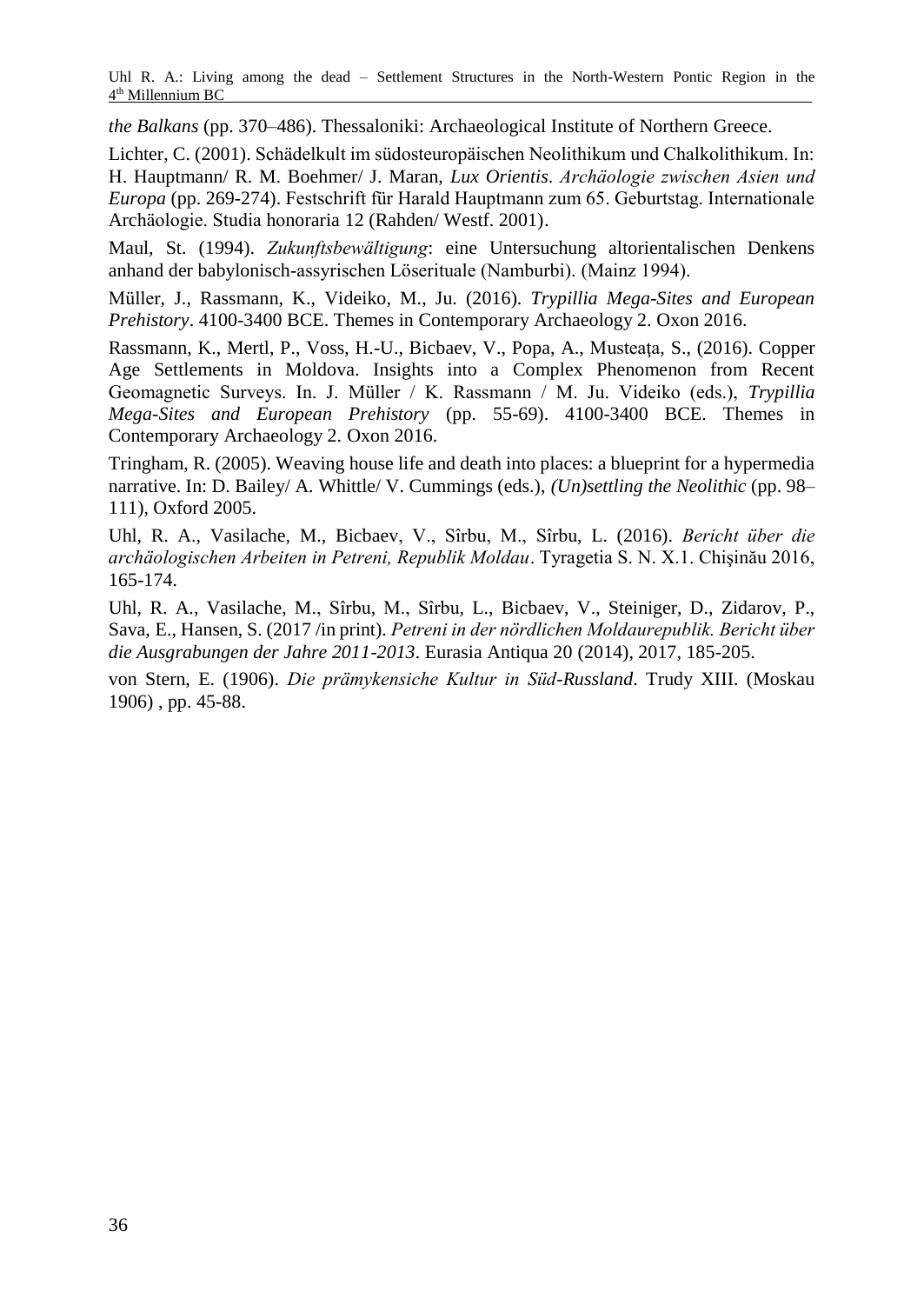*the Balkans* (pp. 370–486). Thessaloniki: Archaeological Institute of Northern Greece.

Lichter, C. (2001). Schädelkult im südosteuropäischen Neolithikum und Chalkolithikum. In: H. Hauptmann/ R. M. Boehmer/ J. Maran, *Lux Orientis*. *Archäologie zwischen Asien und Europa* (pp. 269-274). Festschrift für Harald Hauptmann zum 65. Geburtstag. Internationale Archäologie. Studia honoraria 12 (Rahden/ Westf. 2001).

Maul, St. (1994). *Zukunftsbewältigung*: eine Untersuchung altorientalischen Denkens anhand der babylonisch-assyrischen Löserituale (Namburbi). (Mainz 1994).

Müller, J., Rassmann, K., Videiko, M., Ju. (2016). *Trypillia Mega-Sites and European Prehistory*. 4100-3400 BCE. Themes in Contemporary Archaeology 2. Oxon 2016.

Rassmann, K., Mertl, P., Voss, H.-U., Bicbaev, V., Popa, A., Musteaţa, S., (2016). Copper Age Settlements in Moldova. Insights into a Complex Phenomenon from Recent Geomagnetic Surveys. In. J. Müller / K. Rassmann / M. Ju. Videiko (eds.), *Trypillia Mega-Sites and European Prehistory* (pp. 55-69). 4100-3400 BCE. Themes in Contemporary Archaeology 2. Oxon 2016.

Tringham, R. (2005). Weaving house life and death into places: a blueprint for a hypermedia narrative. In: D. Bailey/ A. Whittle/ V. Cummings (eds.), *(Un)settling the Neolithic* (pp. 98–111), Oxford 2005.

Uhl, R. A., Vasilache, M., Bicbaev, V., Sîrbu, M., Sîrbu, L. (2016). *Bericht über die archäologischen Arbeiten in Petreni, Republik Moldau*. Tyragetia S. N. X.1. Chişinău 2016, 165-174.

Uhl, R. A., Vasilache, M., Sîrbu, M., Sîrbu, L., Bicbaev, V., Steiniger, D., Zidarov, P., Sava, E., Hansen, S. (2017 /in print). *Petreni in der nördlichen Moldaurepublik. Bericht über die Ausgrabungen der Jahre 2011-2013*. Eurasia Antiqua 20 (2014), 2017, 185-205.

von Stern, E. (1906). *Die prämykensiche Kultur in Süd-Russland*. Trudy XIII. (Moskau 1906) , pp. 45-88.